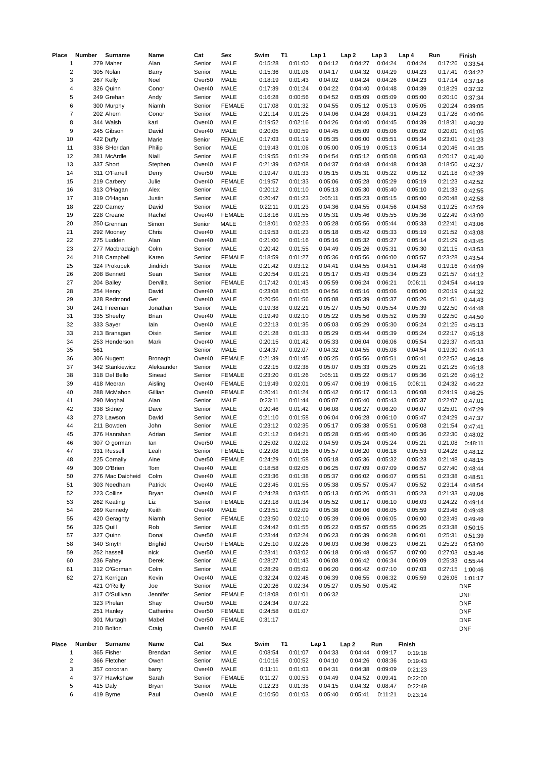| Place | Number | Surname | Name | Cat | Sex | Swim | T1 | Lap 1 | Lap 2 | Lap 3 | Lap 4 | Run | Finish |
|---|---|---|---|---|---|---|---|---|---|---|---|---|---|
| 1 | 279 | Maher | Alan | Senior | MALE | 0:15:28 | 0:01:00 | 0:04:12 | 0:04:27 | 0:04:24 | 0:04:24 | 0:17:26 | 0:33:54 |
| 2 | 305 | Nolan | Barry | Senior | MALE | 0:15:36 | 0:01:06 | 0:04:17 | 0:04:32 | 0:04:29 | 0:04:23 | 0:17:41 | 0:34:22 |
| 3 | 267 | Kelly | Noel | Over50 | MALE | 0:18:19 | 0:01:43 | 0:04:02 | 0:04:24 | 0:04:26 | 0:04:23 | 0:17:14 | 0:37:16 |
| 4 | 326 | Quinn | Conor | Over40 | MALE | 0:17:39 | 0:01:24 | 0:04:22 | 0:04:40 | 0:04:48 | 0:04:39 | 0:18:29 | 0:37:32 |
| 5 | 249 | Grehan | Andy | Senior | MALE | 0:16:28 | 0:00:56 | 0:04:52 | 0:05:09 | 0:05:09 | 0:05:00 | 0:20:10 | 0:37:34 |
| 6 | 300 | Murphy | Niamh | Senior | FEMALE | 0:17:08 | 0:01:32 | 0:04:55 | 0:05:12 | 0:05:13 | 0:05:05 | 0:20:24 | 0:39:05 |
| 7 | 202 | Ahern | Conor | Senior | MALE | 0:21:14 | 0:01:25 | 0:04:06 | 0:04:28 | 0:04:31 | 0:04:23 | 0:17:28 | 0:40:06 |
| 8 | 344 | Walsh | karl | Over40 | MALE | 0:19:52 | 0:02:16 | 0:04:26 | 0:04:40 | 0:04:45 | 0:04:39 | 0:18:31 | 0:40:39 |
| 9 | 245 | Gibson | David | Over40 | MALE | 0:20:05 | 0:00:59 | 0:04:45 | 0:05:09 | 0:05:06 | 0:05:02 | 0:20:01 | 0:41:05 |
| 10 | 422 | Duffy | Marie | Senior | FEMALE | 0:17:03 | 0:01:19 | 0:05:35 | 0:06:00 | 0:05:51 | 0:05:34 | 0:23:01 | 0:41:23 |
| 11 | 336 | SHeridan | Philip | Senior | MALE | 0:19:43 | 0:01:06 | 0:05:00 | 0:05:19 | 0:05:13 | 0:05:14 | 0:20:46 | 0:41:35 |
| 12 | 281 | McArdle | Niall | Senior | MALE | 0:19:55 | 0:01:29 | 0:04:54 | 0:05:12 | 0:05:08 | 0:05:03 | 0:20:17 | 0:41:40 |
| 13 | 337 | Short | Stephen | Over40 | MALE | 0:21:39 | 0:02:08 | 0:04:37 | 0:04:48 | 0:04:48 | 0:04:38 | 0:18:50 | 0:42:37 |
| 14 | 311 | O'Farrell | Derry | Over50 | MALE | 0:19:47 | 0:01:33 | 0:05:15 | 0:05:31 | 0:05:22 | 0:05:12 | 0:21:18 | 0:42:39 |
| 15 | 219 | Carbery | Julie | Over40 | FEMALE | 0:19:57 | 0:01:33 | 0:05:06 | 0:05:28 | 0:05:29 | 0:05:19 | 0:21:23 | 0:42:52 |
| 16 | 313 | O'Hagan | Alex | Senior | MALE | 0:20:12 | 0:01:10 | 0:05:13 | 0:05:30 | 0:05:40 | 0:05:10 | 0:21:33 | 0:42:55 |
| 17 | 319 | O'Hagan | Justin | Senior | MALE | 0:20:47 | 0:01:23 | 0:05:11 | 0:05:23 | 0:05:15 | 0:05:00 | 0:20:48 | 0:42:58 |
| 18 | 220 | Carney | David | Senior | MALE | 0:22:11 | 0:01:23 | 0:04:36 | 0:04:55 | 0:04:56 | 0:04:58 | 0:19:25 | 0:42:59 |
| 19 | 228 | Creane | Rachel | Over40 | FEMALE | 0:18:16 | 0:01:55 | 0:05:31 | 0:05:46 | 0:05:55 | 0:05:36 | 0:22:49 | 0:43:00 |
| 20 | 250 | Grennan | Simon | Senior | MALE | 0:18:01 | 0:02:23 | 0:05:28 | 0:05:56 | 0:05:44 | 0:05:33 | 0:22:41 | 0:43:06 |
| 21 | 292 | Mooney | Chris | Over40 | MALE | 0:19:53 | 0:01:23 | 0:05:18 | 0:05:42 | 0:05:33 | 0:05:19 | 0:21:52 | 0:43:08 |
| 22 | 275 | Ludden | Alan | Over40 | MALE | 0:21:00 | 0:01:16 | 0:05:16 | 0:05:32 | 0:05:27 | 0:05:14 | 0:21:29 | 0:43:45 |
| 23 | 277 | Macbradaigh | Colm | Senior | MALE | 0:20:42 | 0:01:55 | 0:04:49 | 0:05:26 | 0:05:31 | 0:05:30 | 0:21:15 | 0:43:53 |
| 24 | 218 | Campbell | Karen | Senior | FEMALE | 0:18:59 | 0:01:27 | 0:05:36 | 0:05:56 | 0:06:00 | 0:05:57 | 0:23:28 | 0:43:54 |
| 25 | 324 | Prokupek | Jindrich | Senior | MALE | 0:21:42 | 0:03:12 | 0:04:41 | 0:04:55 | 0:04:51 | 0:04:48 | 0:19:16 | 0:44:09 |
| 26 | 208 | Bennett | Sean | Senior | MALE | 0:20:54 | 0:01:21 | 0:05:17 | 0:05:43 | 0:05:34 | 0:05:23 | 0:21:57 | 0:44:12 |
| 27 | 204 | Bailey | Dervilla | Senior | FEMALE | 0:17:42 | 0:01:43 | 0:05:59 | 0:06:24 | 0:06:21 | 0:06:11 | 0:24:54 | 0:44:19 |
| 28 | 254 | Henry | David | Over40 | MALE | 0:23:08 | 0:01:05 | 0:04:56 | 0:05:16 | 0:05:06 | 0:05:00 | 0:20:19 | 0:44:32 |
| 29 | 328 | Redmond | Ger | Over40 | MALE | 0:20:56 | 0:01:56 | 0:05:08 | 0:05:39 | 0:05:37 | 0:05:26 | 0:21:51 | 0:44:43 |
| 30 | 241 | Freeman | Jonathan | Senior | MALE | 0:19:38 | 0:02:21 | 0:05:27 | 0:05:50 | 0:05:54 | 0:05:39 | 0:22:50 | 0:44:48 |
| 31 | 335 | Sheehy | Brian | Over40 | MALE | 0:19:49 | 0:02:10 | 0:05:22 | 0:05:56 | 0:05:52 | 0:05:39 | 0:22:50 | 0:44:50 |
| 32 | 333 | Sayer | Iain | Over40 | MALE | 0:22:13 | 0:01:35 | 0:05:03 | 0:05:29 | 0:05:30 | 0:05:24 | 0:21:25 | 0:45:13 |
| 33 | 213 | Branagan | Oisin | Senior | MALE | 0:21:28 | 0:01:33 | 0:05:29 | 0:05:44 | 0:05:39 | 0:05:24 | 0:22:17 | 0:45:18 |
| 34 | 253 | Henderson | Mark | Over40 | MALE | 0:20:15 | 0:01:42 | 0:05:33 | 0:06:04 | 0:06:06 | 0:05:54 | 0:23:37 | 0:45:33 |
| 35 | 561 | | | Senior | MALE | 0:24:37 | 0:02:07 | 0:04:32 | 0:04:55 | 0:05:08 | 0:04:54 | 0:19:30 | 0:46:13 |
| 36 | 306 | Nugent | Bronagh | Over40 | FEMALE | 0:21:39 | 0:01:45 | 0:05:25 | 0:05:56 | 0:05:51 | 0:05:41 | 0:22:52 | 0:46:16 |
| 37 | 342 | Stankiewicz | Aleksander | Senior | MALE | 0:22:15 | 0:02:38 | 0:05:07 | 0:05:33 | 0:05:25 | 0:05:21 | 0:21:25 | 0:46:18 |
| 38 | 318 | Del Bello | Sinead | Senior | FEMALE | 0:23:20 | 0:01:26 | 0:05:11 | 0:05:22 | 0:05:17 | 0:05:36 | 0:21:26 | 0:46:12 |
| 39 | 418 | Meeran | Aisling | Over40 | FEMALE | 0:19:49 | 0:02:01 | 0:05:47 | 0:06:19 | 0:06:15 | 0:06:11 | 0:24:32 | 0:46:22 |
| 40 | 288 | McMahon | Gillian | Over40 | FEMALE | 0:20:41 | 0:01:24 | 0:05:42 | 0:06:17 | 0:06:13 | 0:06:08 | 0:24:19 | 0:46:25 |
| 41 | 290 | Moghal | Alan | Senior | MALE | 0:23:11 | 0:01:44 | 0:05:07 | 0:05:40 | 0:05:43 | 0:05:37 | 0:22:07 | 0:47:01 |
| 42 | 338 | Sidney | Dave | Senior | MALE | 0:20:46 | 0:01:42 | 0:06:08 | 0:06:27 | 0:06:20 | 0:06:07 | 0:25:01 | 0:47:29 |
| 43 | 273 | Lawson | David | Senior | MALE | 0:21:10 | 0:01:58 | 0:06:04 | 0:06:28 | 0:06:10 | 0:05:47 | 0:24:29 | 0:47:37 |
| 44 | 211 | Bowden | John | Senior | MALE | 0:23:12 | 0:02:35 | 0:05:17 | 0:05:38 | 0:05:51 | 0:05:08 | 0:21:54 | 0:47:41 |
| 45 | 376 | Hanrahan | Adrian | Senior | MALE | 0:21:12 | 0:04:21 | 0:05:28 | 0:05:46 | 0:05:40 | 0:05:36 | 0:22:30 | 0:48:02 |
| 46 | 307 | O gorman | Ian | Over50 | MALE | 0:25:02 | 0:02:02 | 0:04:59 | 0:05:24 | 0:05:24 | 0:05:21 | 0:21:08 | 0:48:11 |
| 47 | 331 | Russell | Leah | Senior | FEMALE | 0:22:08 | 0:01:36 | 0:05:57 | 0:06:20 | 0:06:18 | 0:05:53 | 0:24:28 | 0:48:12 |
| 48 | 225 | Cornally | Aine | Over50 | FEMALE | 0:24:29 | 0:01:58 | 0:05:18 | 0:05:36 | 0:05:32 | 0:05:23 | 0:21:48 | 0:48:15 |
| 49 | 309 | O'Brien | Tom | Over40 | MALE | 0:18:58 | 0:02:05 | 0:06:25 | 0:07:09 | 0:07:09 | 0:06:57 | 0:27:40 | 0:48:44 |
| 50 | 276 | Mac Daibheid | Colm | Over40 | MALE | 0:23:36 | 0:01:38 | 0:05:37 | 0:06:02 | 0:06:07 | 0:05:51 | 0:23:38 | 0:48:51 |
| 51 | 303 | Needham | Patrick | Over40 | MALE | 0:23:45 | 0:01:55 | 0:05:38 | 0:05:57 | 0:05:47 | 0:05:52 | 0:23:14 | 0:48:54 |
| 52 | 223 | Collins | Bryan | Over40 | MALE | 0:24:28 | 0:03:05 | 0:05:13 | 0:05:26 | 0:05:31 | 0:05:23 | 0:21:33 | 0:49:06 |
| 53 | 262 | Keating | Liz | Senior | FEMALE | 0:23:18 | 0:01:34 | 0:05:52 | 0:06:17 | 0:06:10 | 0:06:03 | 0:24:22 | 0:49:14 |
| 54 | 269 | Kennedy | Keith | Over40 | MALE | 0:23:51 | 0:02:09 | 0:05:38 | 0:06:06 | 0:06:05 | 0:05:59 | 0:23:48 | 0:49:48 |
| 55 | 420 | Geraghty | Niamh | Senior | FEMALE | 0:23:50 | 0:02:10 | 0:05:39 | 0:06:06 | 0:06:05 | 0:06:00 | 0:23:49 | 0:49:49 |
| 56 | 325 | Quill | Rob | Senior | MALE | 0:24:42 | 0:01:55 | 0:05:22 | 0:05:57 | 0:05:55 | 0:06:25 | 0:23:38 | 0:50:15 |
| 57 | 327 | Quinn | Donal | Over50 | MALE | 0:23:44 | 0:02:24 | 0:06:23 | 0:06:39 | 0:06:28 | 0:06:01 | 0:25:31 | 0:51:39 |
| 58 | 340 | Smyth | Brighid | Over50 | FEMALE | 0:25:10 | 0:02:26 | 0:06:03 | 0:06:36 | 0:06:23 | 0:06:21 | 0:25:23 | 0:53:00 |
| 59 | 252 | hassell | nick | Over50 | MALE | 0:23:41 | 0:03:02 | 0:06:18 | 0:06:48 | 0:06:57 | 0:07:00 | 0:27:03 | 0:53:46 |
| 60 | 236 | Fahey | Derek | Senior | MALE | 0:28:27 | 0:01:43 | 0:06:08 | 0:06:42 | 0:06:34 | 0:06:09 | 0:25:33 | 0:55:44 |
| 61 | 312 | O'Gorman | Colm | Senior | MALE | 0:28:29 | 0:05:02 | 0:06:20 | 0:06:42 | 0:07:10 | 0:07:03 | 0:27:15 | 1:00:46 |
| 62 | 271 | Kerrigan | Kevin | Over40 | MALE | 0:32:24 | 0:02:48 | 0:06:39 | 0:06:55 | 0:06:32 | 0:05:59 | 0:26:06 | 1:01:17 |
| | 421 | O'Reilly | Joe | Senior | MALE | 0:20:26 | 0:02:34 | 0:05:27 | 0:05:50 | 0:05:42 | | | DNF |
| | 317 | O'Sullivan | Jennifer | Senior | FEMALE | 0:18:08 | 0:01:01 | 0:06:32 | | | | | DNF |
| | 323 | Phelan | Shay | Over50 | MALE | 0:24:34 | 0:07:22 | | | | | | DNF |
| | 251 | Hanley | Catherine | Over50 | FEMALE | 0:24:58 | 0:01:07 | | | | | | DNF |
| | 301 | Murtagh | Mabel | Over50 | FEMALE | 0:31:17 | | | | | | | DNF |
| | 210 | Bolton | Craig | Over40 | MALE | | | | | | | | DNF |

| Place | Number | Surname | Name | Cat | Sex | Swim | T1 | Lap 1 | Lap 2 | Run | Finish |
|---|---|---|---|---|---|---|---|---|---|---|---|
| 1 | 365 | Fisher | Brendan | Senior | MALE | 0:08:54 | 0:01:07 | 0:04:33 | 0:04:44 | 0:09:17 | 0:19:18 |
| 2 | 366 | Fletcher | Owen | Senior | MALE | 0:10:16 | 0:00:52 | 0:04:10 | 0:04:26 | 0:08:36 | 0:19:43 |
| 3 | 357 | corcoran | barry | Over40 | MALE | 0:11:11 | 0:01:03 | 0:04:31 | 0:04:38 | 0:09:09 | 0:21:23 |
| 4 | 377 | Hawkshaw | Sarah | Senior | FEMALE | 0:11:27 | 0:00:53 | 0:04:49 | 0:04:52 | 0:09:41 | 0:22:00 |
| 5 | 415 | Daly | Bryan | Senior | MALE | 0:12:23 | 0:01:38 | 0:04:15 | 0:04:32 | 0:08:47 | 0:22:49 |
| 6 | 419 | Byrne | Paul | Over40 | MALE | 0:10:50 | 0:01:03 | 0:05:40 | 0:05:41 | 0:11:21 | 0:23:14 |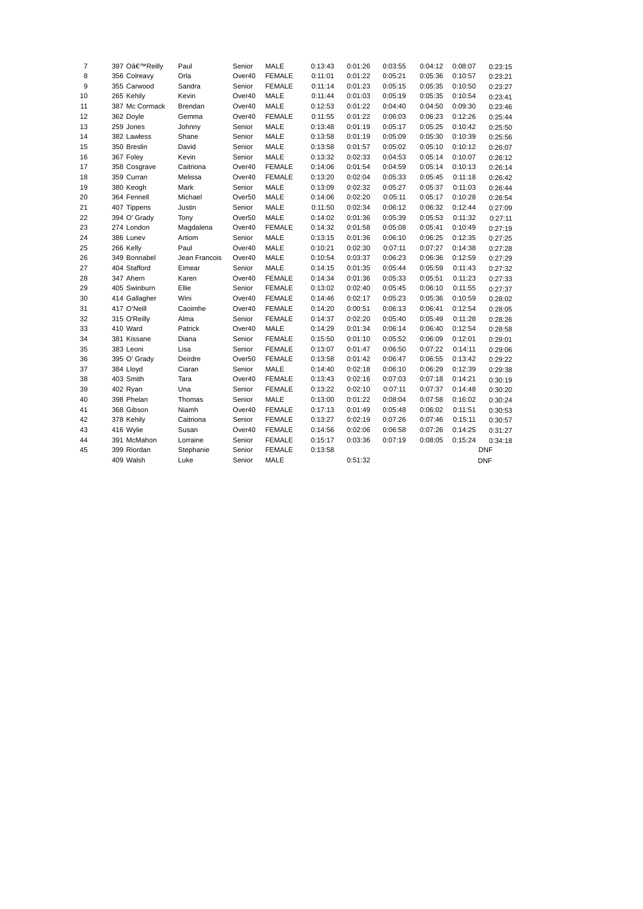| | | | | | | | | | | | |
|---|---|---|---|---|---|---|---|---|---|---|---|
| 7 | 397 | Oâ€™Reilly | Paul | Senior | MALE | 0:13:43 | 0:01:26 | 0:03:55 | 0:04:12 | 0:08:07 | 0:23:15 |
| 8 | 356 | Colreavy | Orla | Over40 | FEMALE | 0:11:01 | 0:01:22 | 0:05:21 | 0:05:36 | 0:10:57 | 0:23:21 |
| 9 | 355 | Carwood | Sandra | Senior | FEMALE | 0:11:14 | 0:01:23 | 0:05:15 | 0:05:35 | 0:10:50 | 0:23:27 |
| 10 | 265 | Kehily | Kevin | Over40 | MALE | 0:11:44 | 0:01:03 | 0:05:19 | 0:05:35 | 0:10:54 | 0:23:41 |
| 11 | 387 | Mc Cormack | Brendan | Over40 | MALE | 0:12:53 | 0:01:22 | 0:04:40 | 0:04:50 | 0:09:30 | 0:23:46 |
| 12 | 362 | Doyle | Gemma | Over40 | FEMALE | 0:11:55 | 0:01:22 | 0:06:03 | 0:06:23 | 0:12:26 | 0:25:44 |
| 13 | 259 | Jones | Johnny | Senior | MALE | 0:13:48 | 0:01:19 | 0:05:17 | 0:05:25 | 0:10:42 | 0:25:50 |
| 14 | 382 | Lawless | Shane | Senior | MALE | 0:13:58 | 0:01:19 | 0:05:09 | 0:05:30 | 0:10:39 | 0:25:56 |
| 15 | 350 | Breslin | David | Senior | MALE | 0:13:58 | 0:01:57 | 0:05:02 | 0:05:10 | 0:10:12 | 0:26:07 |
| 16 | 367 | Foley | Kevin | Senior | MALE | 0:13:32 | 0:02:33 | 0:04:53 | 0:05:14 | 0:10:07 | 0:26:12 |
| 17 | 358 | Cosgrave | Caitriona | Over40 | FEMALE | 0:14:06 | 0:01:54 | 0:04:59 | 0:05:14 | 0:10:13 | 0:26:14 |
| 18 | 359 | Curran | Melissa | Over40 | FEMALE | 0:13:20 | 0:02:04 | 0:05:33 | 0:05:45 | 0:11:18 | 0:26:42 |
| 19 | 380 | Keogh | Mark | Senior | MALE | 0:13:09 | 0:02:32 | 0:05:27 | 0:05:37 | 0:11:03 | 0:26:44 |
| 20 | 364 | Fennell | Michael | Over50 | MALE | 0:14:06 | 0:02:20 | 0:05:11 | 0:05:17 | 0:10:28 | 0:26:54 |
| 21 | 407 | Tippens | Justin | Senior | MALE | 0:11:50 | 0:02:34 | 0:06:12 | 0:06:32 | 0:12:44 | 0:27:09 |
| 22 | 394 | O' Grady | Tony | Over50 | MALE | 0:14:02 | 0:01:36 | 0:05:39 | 0:05:53 | 0:11:32 | 0:27:11 |
| 23 | 274 | London | Magdalena | Over40 | FEMALE | 0:14:32 | 0:01:58 | 0:05:08 | 0:05:41 | 0:10:49 | 0:27:19 |
| 24 | 386 | Lunev | Artiom | Senior | MALE | 0:13:15 | 0:01:36 | 0:06:10 | 0:06:25 | 0:12:35 | 0:27:25 |
| 25 | 266 | Kelly | Paul | Over40 | MALE | 0:10:21 | 0:02:30 | 0:07:11 | 0:07:27 | 0:14:38 | 0:27:28 |
| 26 | 349 | Bonnabel | Jean Francois | Over40 | MALE | 0:10:54 | 0:03:37 | 0:06:23 | 0:06:36 | 0:12:59 | 0:27:29 |
| 27 | 404 | Stafford | Eimear | Senior | MALE | 0:14:15 | 0:01:35 | 0:05:44 | 0:05:59 | 0:11:43 | 0:27:32 |
| 28 | 347 | Ahern | Karen | Over40 | FEMALE | 0:14:34 | 0:01:36 | 0:05:33 | 0:05:51 | 0:11:23 | 0:27:33 |
| 29 | 405 | Swinburn | Ellie | Senior | FEMALE | 0:13:02 | 0:02:40 | 0:05:45 | 0:06:10 | 0:11:55 | 0:27:37 |
| 30 | 414 | Gallagher | Wini | Over40 | FEMALE | 0:14:46 | 0:02:17 | 0:05:23 | 0:05:36 | 0:10:59 | 0:28:02 |
| 31 | 417 | O'Neill | Caoimhe | Over40 | FEMALE | 0:14:20 | 0:00:51 | 0:06:13 | 0:06:41 | 0:12:54 | 0:28:05 |
| 32 | 315 | O'Reilly | Alma | Senior | FEMALE | 0:14:37 | 0:02:20 | 0:05:40 | 0:05:49 | 0:11:28 | 0:28:26 |
| 33 | 410 | Ward | Patrick | Over40 | MALE | 0:14:29 | 0:01:34 | 0:06:14 | 0:06:40 | 0:12:54 | 0:28:58 |
| 34 | 381 | Kissane | Diana | Senior | FEMALE | 0:15:50 | 0:01:10 | 0:05:52 | 0:06:09 | 0:12:01 | 0:29:01 |
| 35 | 383 | Leoni | Lisa | Senior | FEMALE | 0:13:07 | 0:01:47 | 0:06:50 | 0:07:22 | 0:14:11 | 0:29:06 |
| 36 | 395 | O' Grady | Deirdre | Over50 | FEMALE | 0:13:58 | 0:01:42 | 0:06:47 | 0:06:55 | 0:13:42 | 0:29:22 |
| 37 | 384 | Lloyd | Ciaran | Senior | MALE | 0:14:40 | 0:02:18 | 0:06:10 | 0:06:29 | 0:12:39 | 0:29:38 |
| 38 | 403 | Smith | Tara | Over40 | FEMALE | 0:13:43 | 0:02:16 | 0:07:03 | 0:07:18 | 0:14:21 | 0:30:19 |
| 39 | 402 | Ryan | Una | Senior | FEMALE | 0:13:22 | 0:02:10 | 0:07:11 | 0:07:37 | 0:14:48 | 0:30:20 |
| 40 | 398 | Phelan | Thomas | Senior | MALE | 0:13:00 | 0:01:22 | 0:08:04 | 0:07:58 | 0:16:02 | 0:30:24 |
| 41 | 368 | Gibson | Niamh | Over40 | FEMALE | 0:17:13 | 0:01:49 | 0:05:48 | 0:06:02 | 0:11:51 | 0:30:53 |
| 42 | 378 | Kehily | Caitriona | Senior | FEMALE | 0:13:27 | 0:02:19 | 0:07:26 | 0:07:46 | 0:15:11 | 0:30:57 |
| 43 | 416 | Wylie | Susan | Over40 | FEMALE | 0:14:56 | 0:02:06 | 0:06:58 | 0:07:26 | 0:14:25 | 0:31:27 |
| 44 | 391 | McMahon | Lorraine | Senior | FEMALE | 0:15:17 | 0:03:36 | 0:07:19 | 0:08:05 | 0:15:24 | 0:34:18 |
| 45 | 399 | Riordan | Stephanie | Senior | FEMALE | 0:13:58 | | | | | DNF |
| | 409 | Walsh | Luke | Senior | MALE | | 0:51:32 | | | | DNF |